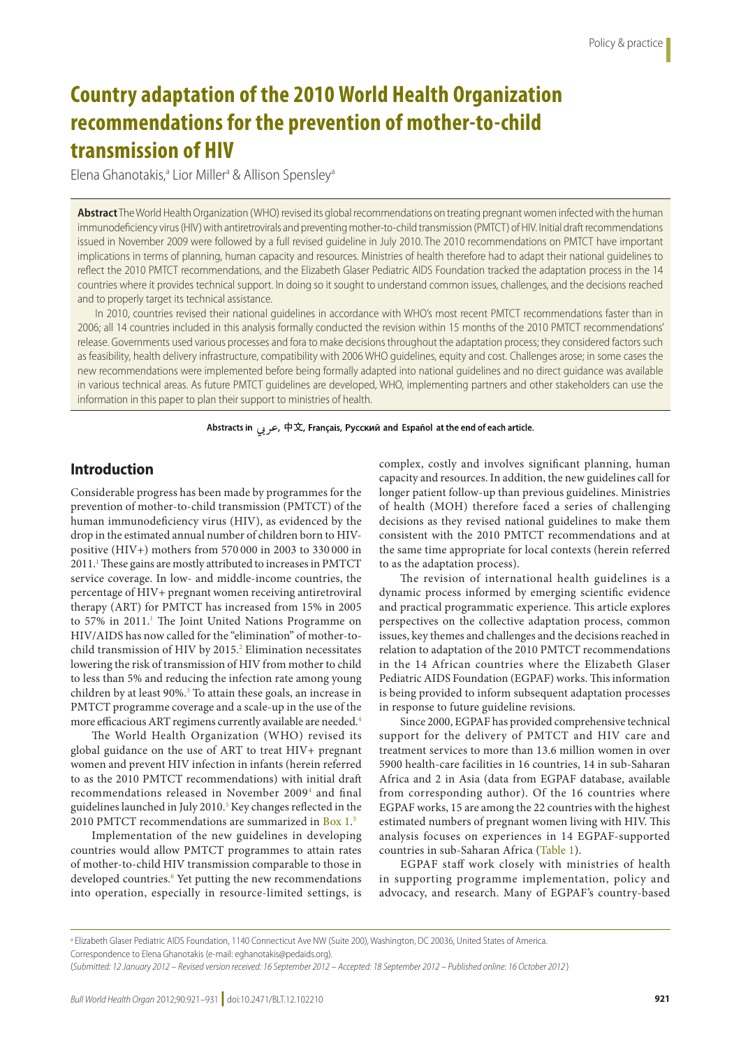# Country adaptation of the 2010 World Health Organization recommendations for the prevention of mother-to-child transmission of HIV

Elena Ghanotakis,[a] Lior Miller[a] & Allison Spensley[a]

**Abstract** The World Health Organization (WHO) revised its global recommendations on treating pregnant women infected with the human immunodeficiency virus (HIV) with antiretrovirals and preventing mother-to-child transmission (PMTCT) of HIV. Initial draft recommendations issued in November 2009 were followed by a full revised guideline in July 2010. The 2010 recommendations on PMTCT have important implications in terms of planning, human capacity and resources. Ministries of health therefore had to adapt their national guidelines to reflect the 2010 PMTCT recommendations, and the Elizabeth Glaser Pediatric AIDS Foundation tracked the adaptation process in the 14 countries where it provides technical support. In doing so it sought to understand common issues, challenges, and the decisions reached and to properly target its technical assistance.

In 2010, countries revised their national guidelines in accordance with WHO's most recent PMTCT recommendations faster than in 2006; all 14 countries included in this analysis formally conducted the revision within 15 months of the 2010 PMTCT recommendations' release. Governments used various processes and fora to make decisions throughout the adaptation process; they considered factors such as feasibility, health delivery infrastructure, compatibility with 2006 WHO guidelines, equity and cost. Challenges arose; in some cases the new recommendations were implemented before being formally adapted into national guidelines and no direct guidance was available in various technical areas. As future PMTCT guidelines are developed, WHO, implementing partners and other stakeholders can use the information in this paper to plan their support to ministries of health.

**Abstracts in عربي, 中文, Français, Русский and Español at the end of each article.**

## Introduction

Considerable progress has been made by programmes for the prevention of mother-to-child transmission (PMTCT) of the human immunodeficiency virus (HIV), as evidenced by the drop in the estimated annual number of children born to HIV-positive (HIV+) mothers from 570 000 in 2003 to 330 000 in 2011.[1] These gains are mostly attributed to increases in PMTCT service coverage. In low- and middle-income countries, the percentage of HIV+ pregnant women receiving antiretroviral therapy (ART) for PMTCT has increased from 15% in 2005 to 57% in 2011.[1] The Joint United Nations Programme on HIV/AIDS has now called for the "elimination" of mother-to-child transmission of HIV by 2015.[2] Elimination necessitates lowering the risk of transmission of HIV from mother to child to less than 5% and reducing the infection rate among young children by at least 90%.[3] To attain these goals, an increase in PMTCT programme coverage and a scale-up in the use of the more efficacious ART regimens currently available are needed.[4]

The World Health Organization (WHO) revised its global guidance on the use of ART to treat HIV+ pregnant women and prevent HIV infection in infants (herein referred to as the 2010 PMTCT recommendations) with initial draft recommendations released in November 2009[4] and final guidelines launched in July 2010.[5] Key changes reflected in the 2010 PMTCT recommendations are summarized in Box 1.[5]

Implementation of the new guidelines in developing countries would allow PMTCT programmes to attain rates of mother-to-child HIV transmission comparable to those in developed countries.[6] Yet putting the new recommendations into operation, especially in resource-limited settings, is complex, costly and involves significant planning, human capacity and resources. In addition, the new guidelines call for longer patient follow-up than previous guidelines. Ministries of health (MOH) therefore faced a series of challenging decisions as they revised national guidelines to make them consistent with the 2010 PMTCT recommendations and at the same time appropriate for local contexts (herein referred to as the adaptation process).

The revision of international health guidelines is a dynamic process informed by emerging scientific evidence and practical programmatic experience. This article explores perspectives on the collective adaptation process, common issues, key themes and challenges and the decisions reached in relation to adaptation of the 2010 PMTCT recommendations in the 14 African countries where the Elizabeth Glaser Pediatric AIDS Foundation (EGPAF) works. This information is being provided to inform subsequent adaptation processes in response to future guideline revisions.

Since 2000, EGPAF has provided comprehensive technical support for the delivery of PMTCT and HIV care and treatment services to more than 13.6 million women in over 5900 health-care facilities in 16 countries, 14 in sub-Saharan Africa and 2 in Asia (data from EGPAF database, available from corresponding author). Of the 16 countries where EGPAF works, 15 are among the 22 countries with the highest estimated numbers of pregnant women living with HIV. This analysis focuses on experiences in 14 EGPAF-supported countries in sub-Saharan Africa (Table 1).

EGPAF staff work closely with ministries of health in supporting programme implementation, policy and advocacy, and research. Many of EGPAF's country-based

[a] Elizabeth Glaser Pediatric AIDS Foundation, 1140 Connecticut Ave NW (Suite 200), Washington, DC 20036, United States of America.
Correspondence to Elena Ghanotakis (e-mail: eghanotakis@pedaids.org).
(*Submitted: 12 January 2012 – Revised version received: 16 September 2012 – Accepted: 18 September 2012 – Published online: 16 October 2012*)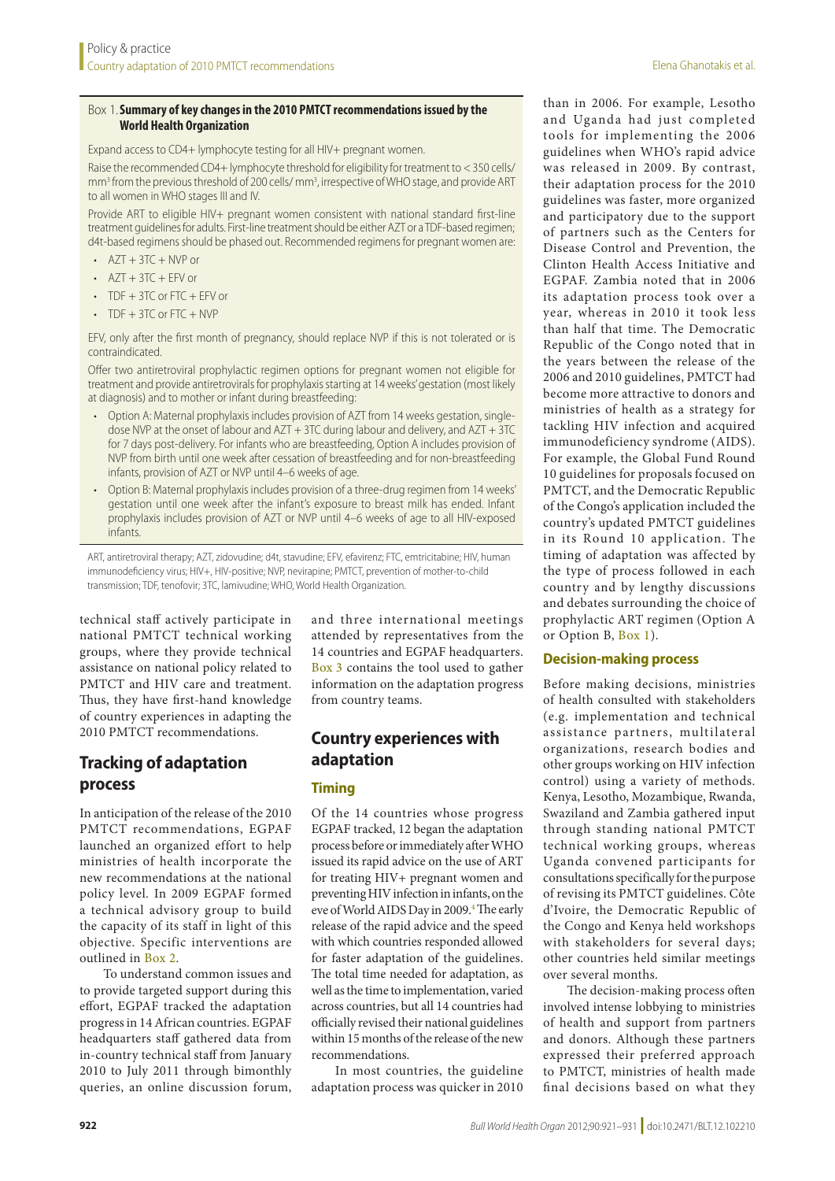### Box 1. Summary of key changes in the 2010 PMTCT recommendations issued by the World Health Organization

Expand access to CD4+ lymphocyte testing for all HIV+ pregnant women.

Raise the recommended CD4+ lymphocyte threshold for eligibility for treatment to < 350 cells/ mm$^3$ from the previous threshold of 200 cells/ mm$^3$, irrespective of WHO stage, and provide ART to all women in WHO stages III and IV.

Provide ART to eligible HIV+ pregnant women consistent with national standard first-line treatment guidelines for adults. First-line treatment should be either AZT or a TDF-based regimen; d4t-based regimens should be phased out. Recommended regimens for pregnant women are:

- AZT + 3TC + NVP or
- AZT + 3TC + EFV or
- TDF + 3TC or FTC + EFV or
- TDF + 3TC or FTC + NVP

EFV, only after the first month of pregnancy, should replace NVP if this is not tolerated or is contraindicated.

Offer two antiretroviral prophylactic regimen options for pregnant women not eligible for treatment and provide antiretrovirals for prophylaxis starting at 14 weeks' gestation (most likely at diagnosis) and to mother or infant during breastfeeding:

- Option A: Maternal prophylaxis includes provision of AZT from 14 weeks gestation, single-dose NVP at the onset of labour and AZT + 3TC during labour and delivery, and AZT + 3TC for 7 days post-delivery. For infants who are breastfeeding, Option A includes provision of NVP from birth until one week after cessation of breastfeeding and for non-breastfeeding infants, provision of AZT or NVP until 4–6 weeks of age.
- Option B: Maternal prophylaxis includes provision of a three-drug regimen from 14 weeks' gestation until one week after the infant's exposure to breast milk has ended. Infant prophylaxis includes provision of AZT or NVP until 4–6 weeks of age to all HIV-exposed infants.

ART, antiretroviral therapy; AZT, zidovudine; d4t, stavudine; EFV, efavirenz; FTC, emtricitabine; HIV, human immunodeficiency virus; HIV+, HIV-positive; NVP, nevirapine; PMTCT, prevention of mother-to-child transmission; TDF, tenofovir; 3TC, lamivudine; WHO, World Health Organization.

technical staff actively participate in national PMTCT technical working groups, where they provide technical assistance on national policy related to PMTCT and HIV care and treatment. Thus, they have first-hand knowledge of country experiences in adapting the 2010 PMTCT recommendations.

## Tracking of adaptation process

In anticipation of the release of the 2010 PMTCT recommendations, EGPAF launched an organized effort to help ministries of health incorporate the new recommendations at the national policy level. In 2009 EGPAF formed a technical advisory group to build the capacity of its staff in light of this objective. Specific interventions are outlined in Box 2.

To understand common issues and to provide targeted support during this effort, EGPAF tracked the adaptation progress in 14 African countries. EGPAF headquarters staff gathered data from in-country technical staff from January 2010 to July 2011 through bimonthly queries, an online discussion forum, and three international meetings attended by representatives from the 14 countries and EGPAF headquarters. Box 3 contains the tool used to gather information on the adaptation progress from country teams.

## Country experiences with adaptation

### Timing

Of the 14 countries whose progress EGPAF tracked, 12 began the adaptation process before or immediately after WHO issued its rapid advice on the use of ART for treating HIV+ pregnant women and preventing HIV infection in infants, on the eve of World AIDS Day in 2009.[4] The early release of the rapid advice and the speed with which countries responded allowed for faster adaptation of the guidelines. The total time needed for adaptation, as well as the time to implementation, varied across countries, but all 14 countries had officially revised their national guidelines within 15 months of the release of the new recommendations.

In most countries, the guideline adaptation process was quicker in 2010 than in 2006. For example, Lesotho and Uganda had just completed tools for implementing the 2006 guidelines when WHO's rapid advice was released in 2009. By contrast, their adaptation process for the 2010 guidelines was faster, more organized and participatory due to the support of partners such as the Centers for Disease Control and Prevention, the Clinton Health Access Initiative and EGPAF. Zambia noted that in 2006 its adaptation process took over a year, whereas in 2010 it took less than half that time. The Democratic Republic of the Congo noted that in the years between the release of the 2006 and 2010 guidelines, PMTCT had become more attractive to donors and ministries of health as a strategy for tackling HIV infection and acquired immunodeficiency syndrome (AIDS). For example, the Global Fund Round 10 guidelines for proposals focused on PMTCT, and the Democratic Republic of the Congo's application included the country's updated PMTCT guidelines in its Round 10 application. The timing of adaptation was affected by the type of process followed in each country and by lengthy discussions and debates surrounding the choice of prophylactic ART regimen (Option A or Option B, Box 1).

### Decision-making process

Before making decisions, ministries of health consulted with stakeholders (e.g. implementation and technical assistance partners, multilateral organizations, research bodies and other groups working on HIV infection control) using a variety of methods. Kenya, Lesotho, Mozambique, Rwanda, Swaziland and Zambia gathered input through standing national PMTCT technical working groups, whereas Uganda convened participants for consultations specifically for the purpose of revising its PMTCT guidelines. Côte d'Ivoire, the Democratic Republic of the Congo and Kenya held workshops with stakeholders for several days; other countries held similar meetings over several months.

The decision-making process often involved intense lobbying to ministries of health and support from partners and donors. Although these partners expressed their preferred approach to PMTCT, ministries of health made final decisions based on what they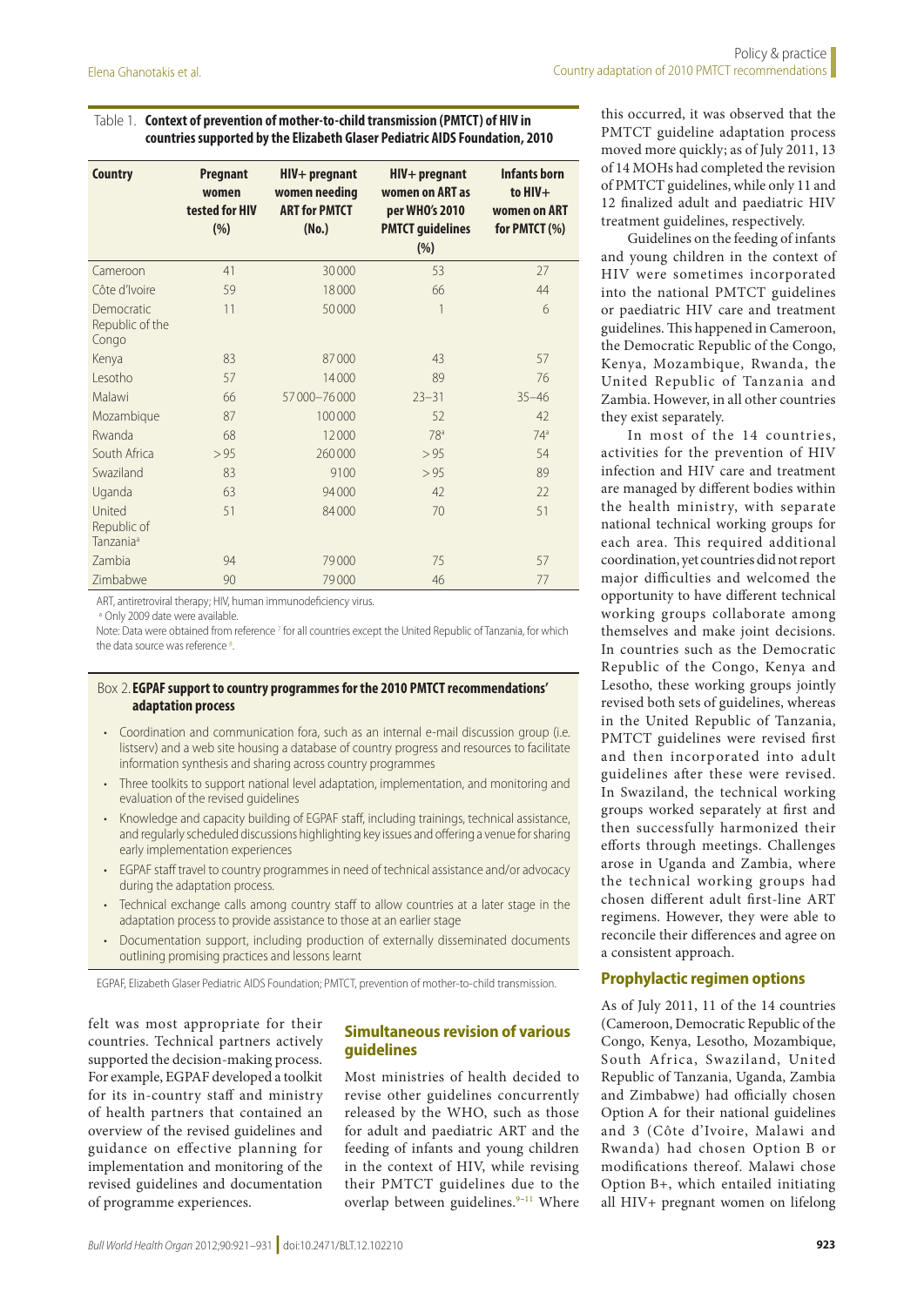Table 1. **Context of prevention of mother-to-child transmission (PMTCT) of HIV in countries supported by the Elizabeth Glaser Pediatric AIDS Foundation, 2010**

| Country | Pregnant women tested for HIV (%) | HIV+ pregnant women needing ART for PMTCT (No.) | HIV+ pregnant women on ART as per WHO's 2010 PMTCT guidelines (%) | Infants born to HIV+ women on ART for PMTCT (%) |
|---|---|---|---|---|
| Cameroon | 41 | 30 000 | 53 | 27 |
| Côte d'Ivoire | 59 | 18 000 | 66 | 44 |
| Democratic Republic of the Congo | 11 | 50 000 | 1 | 6 |
| Kenya | 83 | 87 000 | 43 | 57 |
| Lesotho | 57 | 14 000 | 89 | 76 |
| Malawi | 66 | 57 000–76 000 | 23–31 | 35–46 |
| Mozambique | 87 | 100 000 | 52 | 42 |
| Rwanda | 68 | 12 000 | 78[a] | 74[a] |
| South Africa | > 95 | 260 000 | > 95 | 54 |
| Swaziland | 83 | 9100 | > 95 | 89 |
| Uganda | 63 | 94 000 | 42 | 22 |
| United Republic of Tanzania[a] | 51 | 84 000 | 70 | 51 |
| Zambia | 94 | 79 000 | 75 | 57 |
| Zimbabwe | 90 | 79 000 | 46 | 77 |

ART, antiretroviral therapy; HIV, human immunodeficiency virus.

[a] Only 2009 date were available.

Note: Data were obtained from reference [7] for all countries except the United Republic of Tanzania, for which the data source was reference [8].

Box 2. **EGPAF support to country programmes for the 2010 PMTCT recommendations' adaptation process**

- Coordination and communication fora, such as an internal e-mail discussion group (i.e. listserv) and a web site housing a database of country progress and resources to facilitate information synthesis and sharing across country programmes
- Three toolkits to support national level adaptation, implementation, and monitoring and evaluation of the revised guidelines
- Knowledge and capacity building of EGPAF staff, including trainings, technical assistance, and regularly scheduled discussions highlighting key issues and offering a venue for sharing early implementation experiences
- EGPAF staff travel to country programmes in need of technical assistance and/or advocacy during the adaptation process.
- Technical exchange calls among country staff to allow countries at a later stage in the adaptation process to provide assistance to those at an earlier stage
- Documentation support, including production of externally disseminated documents outlining promising practices and lessons learnt

EGPAF, Elizabeth Glaser Pediatric AIDS Foundation; PMTCT, prevention of mother-to-child transmission.

felt was most appropriate for their countries. Technical partners actively supported the decision-making process. For example, EGPAF developed a toolkit for its in-country staff and ministry of health partners that contained an overview of the revised guidelines and guidance on effective planning for implementation and monitoring of the revised guidelines and documentation of programme experiences.

## Simultaneous revision of various guidelines

Most ministries of health decided to revise other guidelines concurrently released by the WHO, such as those for adult and paediatric ART and the feeding of infants and young children in the context of HIV, while revising their PMTCT guidelines due to the overlap between guidelines.[9–11] Where this occurred, it was observed that the PMTCT guideline adaptation process moved more quickly; as of July 2011, 13 of 14 MOHs had completed the revision of PMTCT guidelines, while only 11 and 12 finalized adult and paediatric HIV treatment guidelines, respectively.

Guidelines on the feeding of infants and young children in the context of HIV were sometimes incorporated into the national PMTCT guidelines or paediatric HIV care and treatment guidelines. This happened in Cameroon, the Democratic Republic of the Congo, Kenya, Mozambique, Rwanda, the United Republic of Tanzania and Zambia. However, in all other countries they exist separately.

In most of the 14 countries, activities for the prevention of HIV infection and HIV care and treatment are managed by different bodies within the health ministry, with separate national technical working groups for each area. This required additional coordination, yet countries did not report major difficulties and welcomed the opportunity to have different technical working groups collaborate among themselves and make joint decisions. In countries such as the Democratic Republic of the Congo, Kenya and Lesotho, these working groups jointly revised both sets of guidelines, whereas in the United Republic of Tanzania, PMTCT guidelines were revised first and then incorporated into adult guidelines after these were revised. In Swaziland, the technical working groups worked separately at first and then successfully harmonized their efforts through meetings. Challenges arose in Uganda and Zambia, where the technical working groups had chosen different adult first-line ART regimens. However, they were able to reconcile their differences and agree on a consistent approach.

## Prophylactic regimen options

As of July 2011, 11 of the 14 countries (Cameroon, Democratic Republic of the Congo, Kenya, Lesotho, Mozambique, South Africa, Swaziland, United Republic of Tanzania, Uganda, Zambia and Zimbabwe) had officially chosen Option A for their national guidelines and 3 (Côte d'Ivoire, Malawi and Rwanda) had chosen Option B or modifications thereof. Malawi chose Option B+, which entailed initiating all HIV+ pregnant women on lifelong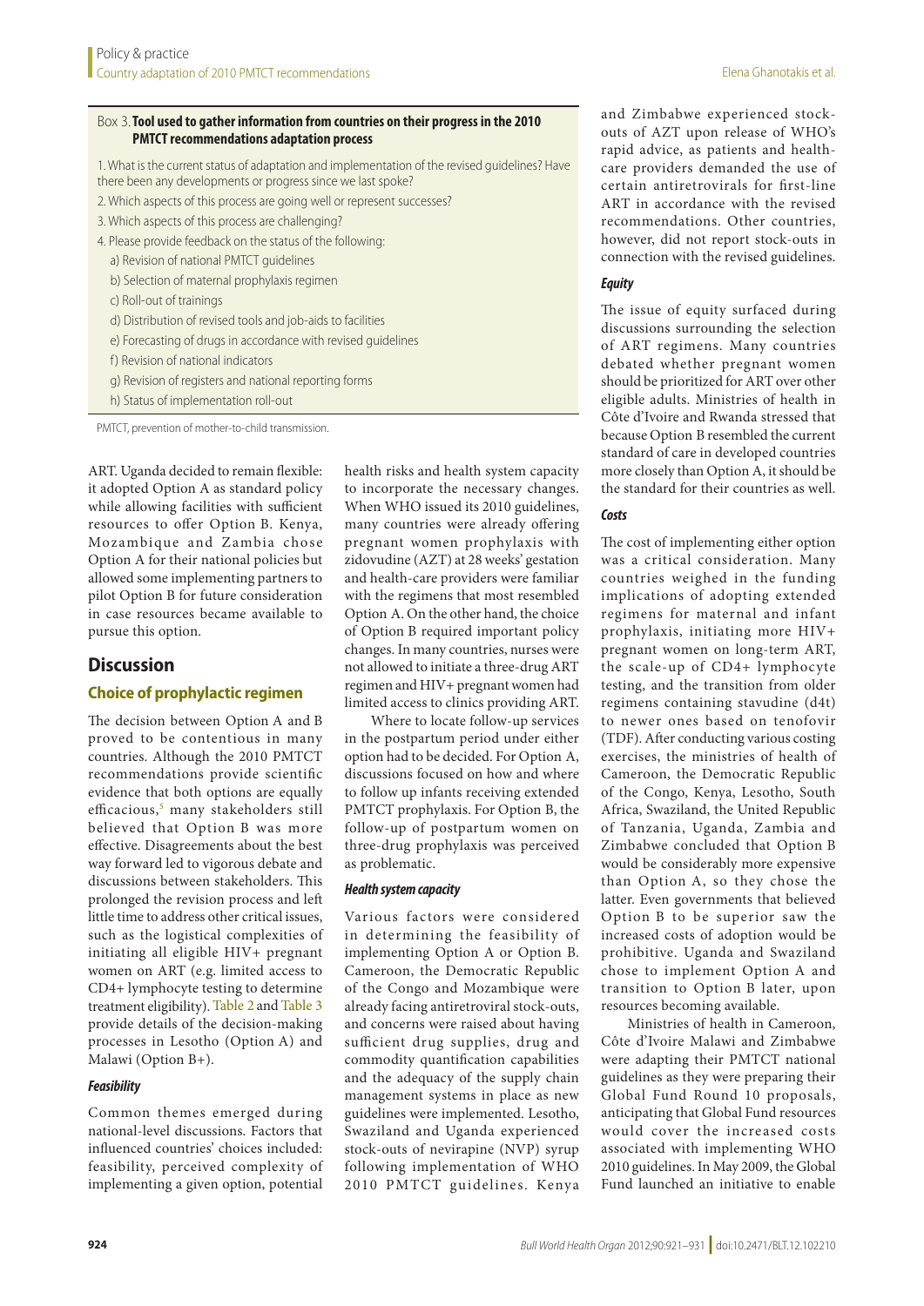**Box 3. Tool used to gather information from countries on their progress in the 2010 PMTCT recommendations adaptation process**

1. What is the current status of adaptation and implementation of the revised guidelines? Have there been any developments or progress since we last spoke?
2. Which aspects of this process are going well or represent successes?
3. Which aspects of this process are challenging?
4. Please provide feedback on the status of the following:
   a) Revision of national PMTCT guidelines
   b) Selection of maternal prophylaxis regimen
   c) Roll-out of trainings
   d) Distribution of revised tools and job-aids to facilities
   e) Forecasting of drugs in accordance with revised guidelines
   f) Revision of national indicators
   g) Revision of registers and national reporting forms
   h) Status of implementation roll-out

PMTCT, prevention of mother-to-child transmission.

ART. Uganda decided to remain flexible: it adopted Option A as standard policy while allowing facilities with sufficient resources to offer Option B. Kenya, Mozambique and Zambia chose Option A for their national policies but allowed some implementing partners to pilot Option B for future consideration in case resources became available to pursue this option.

## Discussion

### Choice of prophylactic regimen

The decision between Option A and B proved to be contentious in many countries. Although the 2010 PMTCT recommendations provide scientific evidence that both options are equally efficacious,[5] many stakeholders still believed that Option B was more effective. Disagreements about the best way forward led to vigorous debate and discussions between stakeholders. This prolonged the revision process and left little time to address other critical issues, such as the logistical complexities of initiating all eligible HIV+ pregnant women on ART (e.g. limited access to CD4+ lymphocyte testing to determine treatment eligibility). Table 2 and Table 3 provide details of the decision-making processes in Lesotho (Option A) and Malawi (Option B+).

#### *Feasibility*

Common themes emerged during national-level discussions. Factors that influenced countries' choices included: feasibility, perceived complexity of implementing a given option, potential health risks and health system capacity to incorporate the necessary changes. When WHO issued its 2010 guidelines, many countries were already offering pregnant women prophylaxis with zidovudine (AZT) at 28 weeks' gestation and health-care providers were familiar with the regimens that most resembled Option A. On the other hand, the choice of Option B required important policy changes. In many countries, nurses were not allowed to initiate a three-drug ART regimen and HIV+ pregnant women had limited access to clinics providing ART.

Where to locate follow-up services in the postpartum period under either option had to be decided. For Option A, discussions focused on how and where to follow up infants receiving extended PMTCT prophylaxis. For Option B, the follow-up of postpartum women on three-drug prophylaxis was perceived as problematic.

#### *Health system capacity*

Various factors were considered in determining the feasibility of implementing Option A or Option B. Cameroon, the Democratic Republic of the Congo and Mozambique were already facing antiretroviral stock-outs, and concerns were raised about having sufficient drug supplies, drug and commodity quantification capabilities and the adequacy of the supply chain management systems in place as new guidelines were implemented. Lesotho, Swaziland and Uganda experienced stock-outs of nevirapine (NVP) syrup following implementation of WHO 2010 PMTCT guidelines. Kenya and Zimbabwe experienced stock-outs of AZT upon release of WHO's rapid advice, as patients and health-care providers demanded the use of certain antiretrovirals for first-line ART in accordance with the revised recommendations. Other countries, however, did not report stock-outs in connection with the revised guidelines.

#### *Equity*

The issue of equity surfaced during discussions surrounding the selection of ART regimens. Many countries debated whether pregnant women should be prioritized for ART over other eligible adults. Ministries of health in Côte d'Ivoire and Rwanda stressed that because Option B resembled the current standard of care in developed countries more closely than Option A, it should be the standard for their countries as well.

#### *Costs*

The cost of implementing either option was a critical consideration. Many countries weighed in the funding implications of adopting extended regimens for maternal and infant prophylaxis, initiating more HIV+ pregnant women on long-term ART, the scale-up of CD4+ lymphocyte testing, and the transition from older regimens containing stavudine (d4t) to newer ones based on tenofovir (TDF). After conducting various costing exercises, the ministries of health of Cameroon, the Democratic Republic of the Congo, Kenya, Lesotho, South Africa, Swaziland, the United Republic of Tanzania, Uganda, Zambia and Zimbabwe concluded that Option B would be considerably more expensive than Option A, so they chose the latter. Even governments that believed Option B to be superior saw the increased costs of adoption would be prohibitive. Uganda and Swaziland chose to implement Option A and transition to Option B later, upon resources becoming available.

Ministries of health in Cameroon, Côte d'Ivoire Malawi and Zimbabwe were adapting their PMTCT national guidelines as they were preparing their Global Fund Round 10 proposals, anticipating that Global Fund resources would cover the increased costs associated with implementing WHO 2010 guidelines. In May 2009, the Global Fund launched an initiative to enable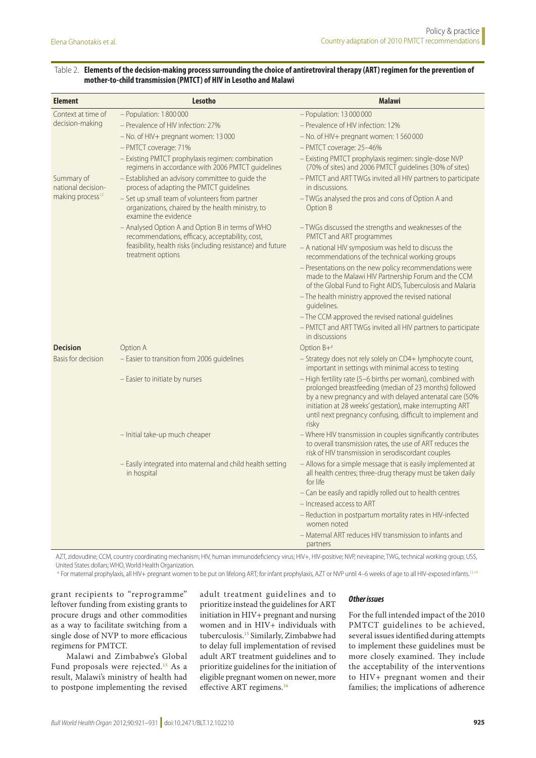Table 2. **Elements of the decision-making process surrounding the choice of antiretroviral therapy (ART) regimen for the prevention of mother-to-child transmission (PMTCT) of HIV in Lesotho and Malawi**

| Element | Lesotho | Malawi |
|---|---|---|
| Context at time of decision-making | – Population: 1 800 000 | – Population: 13 000 000 |
| | – Prevalence of HIV infection: 27% | – Prevalence of HIV infection: 12% |
| | – No. of HIV+ pregnant women: 13 000 | – No. of HIV+ pregnant women: 1 560 000 |
| | – PMTCT coverage: 71% | – PMTCT coverage: 25–46% |
| | – Existing PMTCT prophylaxis regimen: combination regimens in accordance with 2006 PMTCT guidelines | – Existing PMTCT prophylaxis regimen: single-dose NVP (70% of sites) and 2006 PMTCT guidelines (30% of sites) |
| Summary of national decision-making process[12] | – Established an advisory committee to guide the process of adapting the PMTCT guidelines | – PMTCT and ART TWGs invited all HIV partners to participate in discussions. |
| | – Set up small team of volunteers from partner organizations, chaired by the health ministry, to examine the evidence | – TWGs analysed the pros and cons of Option A and Option B |
| | – Analysed Option A and Option B in terms of WHO recommendations, efficacy, acceptability, cost, feasibility, health risks (including resistance) and future treatment options | – TWGs discussed the strengths and weaknesses of the PMTCT and ART programmes |
| | | – A national HIV symposium was held to discuss the recommendations of the technical working groups |
| | | – Presentations on the new policy recommendations were made to the Malawi HIV Partnership Forum and the CCM of the Global Fund to Fight AIDS, Tuberculosis and Malaria |
| | | – The health ministry approved the revised national guidelines. |
| | | – The CCM approved the revised national guidelines |
| | | – PMTCT and ART TWGs invited all HIV partners to participate in discussions |
| **Decision** | Option A | Option B+[a] |
| Basis for decision | – Easier to transition from 2006 guidelines | – Strategy does not rely solely on CD4+ lymphocyte count, important in settings with minimal access to testing |
| | – Easier to initiate by nurses | – High fertility rate (5–6 births per woman), combined with prolonged breastfeeding (median of 23 months) followed by a new pregnancy and with delayed antenatal care (50% initiation at 28 weeks' gestation), make interrupting ART until next pregnancy confusing, difficult to implement and risky |
| | – Initial take-up much cheaper | – Where HIV transmission in couples significantly contributes to overall transmission rates, the use of ART reduces the risk of HIV transmission in serodiscordant couples |
| | – Easily integrated into maternal and child health setting in hospital | – Allows for a simple message that is easily implemented at all health centres; three-drug therapy must be taken daily for life |
| | | – Can be easily and rapidly rolled out to health centres |
| | | – Increased access to ART |
| | | – Reduction in postpartum mortality rates in HIV-infected women noted |
| | | – Maternal ART reduces HIV transmission to infants and partners |

AZT, zidovudine; CCM, country coordinating mechanism; HIV, human immunodeficiency virus; HIV+, HIV-positive; NVP, nevirapine; TWG, technical working group; US$, United States dollars; WHO, World Health Organization.

[a] For maternal prophylaxis, all HIV+ pregnant women to be put on lifelong ART; for infant prophylaxis, AZT or NVP until 4–6 weeks of age to all HIV-exposed infants.[13,14]

grant recipients to "reprogramme" leftover funding from existing grants to procure drugs and other commodities as a way to facilitate switching from a single dose of NVP to more efficacious regimens for PMTCT.

Malawi and Zimbabwe's Global Fund proposals were rejected.[15] As a result, Malawi's ministry of health had to postpone implementing the revised adult treatment guidelines and to prioritize instead the guidelines for ART initiation in HIV+ pregnant and nursing women and in HIV+ individuals with tuberculosis.[15] Similarly, Zimbabwe had to delay full implementation of revised adult ART treatment guidelines and to prioritize guidelines for the initiation of eligible pregnant women on newer, more effective ART regimens.[16]

### *Other issues*

For the full intended impact of the 2010 PMTCT guidelines to be achieved, several issues identified during attempts to implement these guidelines must be more closely examined. They include the acceptability of the interventions to HIV+ pregnant women and their families; the implications of adherence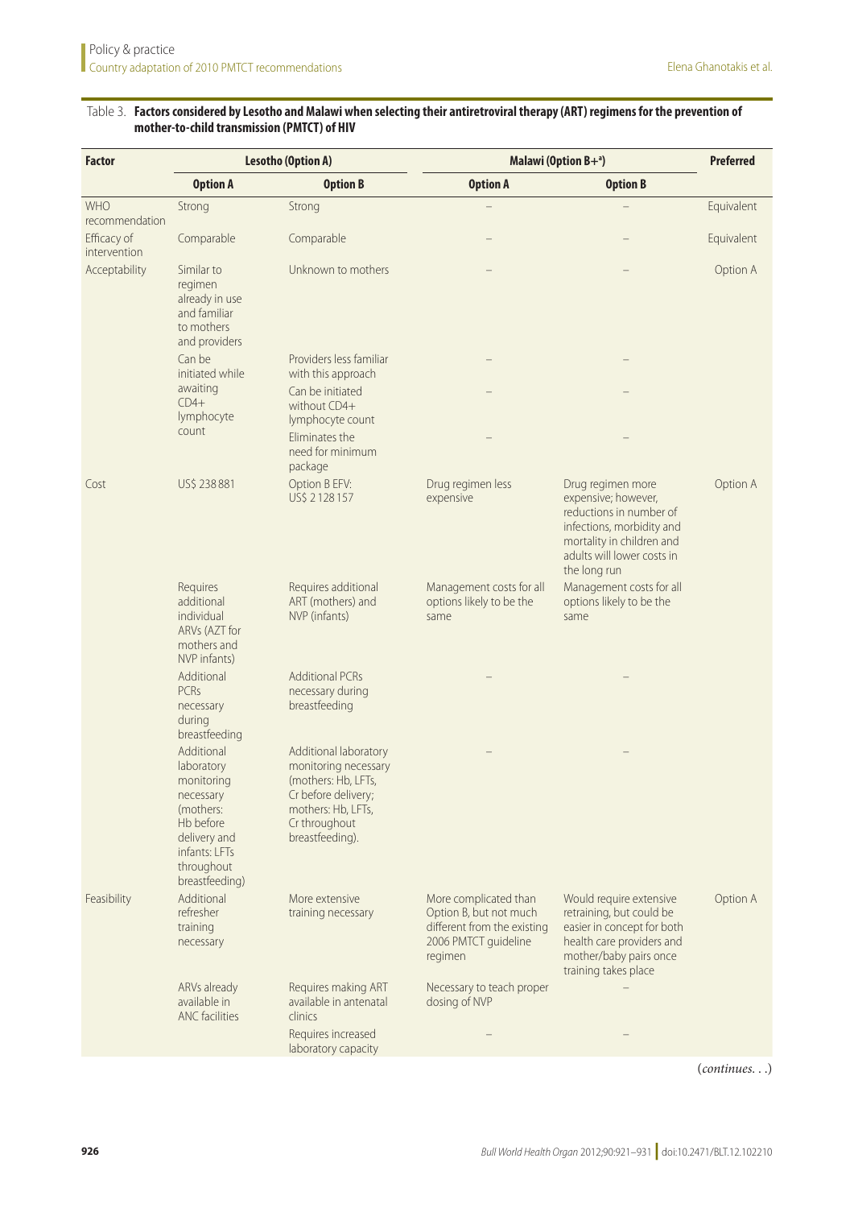Table 3. **Factors considered by Lesotho and Malawi when selecting their antiretroviral therapy (ART) regimens for the prevention of mother-to-child transmission (PMTCT) of HIV**

| Factor | Lesotho (Option A) | | Malawi (Option B+[a]) | | Preferred |
|---|---|---|---|---|---|
| | Option A | Option B | Option A | Option B | |
| WHO recommendation | Strong | Strong | – | – | Equivalent |
| Efficacy of intervention | Comparable | Comparable | – | – | Equivalent |
| Acceptability | Similar to regimen already in use and familiar to mothers and providers | Unknown to mothers | – | – | Option A |
| | Can be initiated while awaiting CD4+ lymphocyte count | Providers less familiar with this approach | – | – | |
| | | Can be initiated without CD4+ lymphocyte count | – | – | |
| | | Eliminates the need for minimum package | – | – | |
| Cost | US$ 238 881 | Option B EFV: US$ 2 128 157 | Drug regimen less expensive | Drug regimen more expensive; however, reductions in number of infections, morbidity and mortality in children and adults will lower costs in the long run | Option A |
| | Requires additional individual ARVs (AZT for mothers and NVP infants) | Requires additional ART (mothers) and NVP (infants) | Management costs for all options likely to be the same | Management costs for all options likely to be the same | |
| | Additional PCRs necessary during breastfeeding | Additional PCRs necessary during breastfeeding | – | – | |
| | Additional laboratory monitoring necessary (mothers: Hb before delivery and infants: LFTs throughout breastfeeding) | Additional laboratory monitoring necessary (mothers: Hb, LFTs, Cr before delivery; mothers: Hb, LFTs, Cr throughout breastfeeding). | – | – | |
| Feasibility | Additional refresher training necessary | More extensive training necessary | More complicated than Option B, but not much different from the existing 2006 PMTCT guideline regimen | Would require extensive retraining, but could be easier in concept for both health care providers and mother/baby pairs once training takes place | Option A |
| | ARVs already available in ANC facilities | Requires making ART available in antenatal clinics | Necessary to teach proper dosing of NVP | – | |
| | | Requires increased laboratory capacity | – | – | |

(*continues. . .*)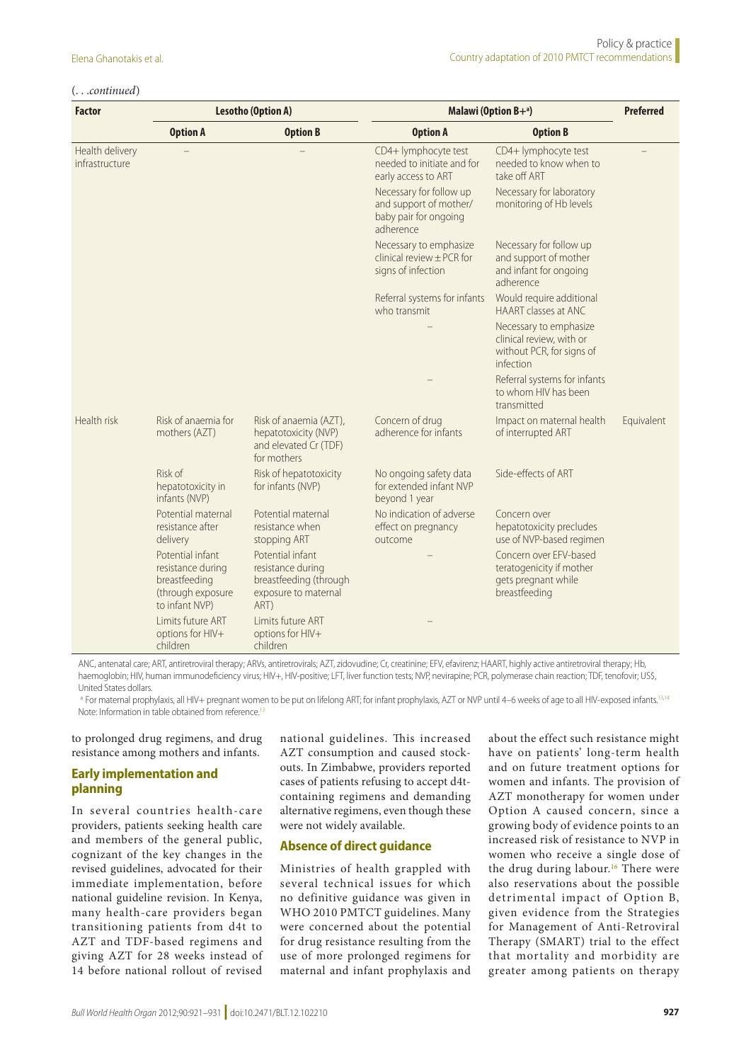(. . .*continued*)

| Factor | Lesotho (Option A) | | Malawi (Option B+[a]) | | Preferred |
|---|---|---|---|---|---|
| | Option A | Option B | Option A | Option B | |
| Health delivery infrastructure | – | – | CD4+ lymphocyte test needed to initiate and for early access to ART | CD4+ lymphocyte test needed to know when to take off ART | – |
| | | | Necessary for follow up and support of mother/baby pair for ongoing adherence | Necessary for laboratory monitoring of Hb levels | |
| | | | Necessary to emphasize clinical review ± PCR for signs of infection | Necessary for follow up and support of mother and infant for ongoing adherence | |
| | | | Referral systems for infants who transmit | Would require additional HAART classes at ANC | |
| | | | – | Necessary to emphasize clinical review, with or without PCR, for signs of infection | |
| | | | – | Referral systems for infants to whom HIV has been transmitted | |
| Health risk | Risk of anaemia for mothers (AZT) | Risk of anaemia (AZT), hepatotoxicity (NVP) and elevated Cr (TDF) for mothers | Concern of drug adherence for infants | Impact on maternal health of interrupted ART | Equivalent |
| | Risk of hepatotoxicity in infants (NVP) | Risk of hepatotoxicity for infants (NVP) | No ongoing safety data for extended infant NVP beyond 1 year | Side-effects of ART | |
| | Potential maternal resistance after delivery | Potential maternal resistance when stopping ART | No indication of adverse effect on pregnancy outcome | Concern over hepatotoxicity precludes use of NVP-based regimen | |
| | Potential infant resistance during breastfeeding (through exposure to infant NVP) | Potential infant resistance during breastfeeding (through exposure to maternal ART) | – | Concern over EFV-based teratogenicity if mother gets pregnant while breastfeeding | |
| | Limits future ART options for HIV+ children | Limits future ART options for HIV+ children | – | | |

ANC, antenatal care; ART, antiretroviral therapy; ARVs, antiretrovirals; AZT, zidovudine; Cr, creatinine; EFV, efavirenz; HAART, highly active antiretroviral therapy; Hb, haemoglobin; HIV, human immunodeficiency virus; HIV+, HIV-positive; LFT, liver function tests; NVP, nevirapine; PCR, polymerase chain reaction; TDF, tenofovir; US$, United States dollars.

[a] For maternal prophylaxis, all HIV+ pregnant women to be put on lifelong ART; for infant prophylaxis, AZT or NVP until 4–6 weeks of age to all HIV-exposed infants.[13,14]

Note: Information in table obtained from reference.[13]

to prolonged drug regimens, and drug resistance among mothers and infants.

## Early implementation and planning

In several countries health-care providers, patients seeking health care and members of the general public, cognizant of the key changes in the revised guidelines, advocated for their immediate implementation, before national guideline revision. In Kenya, many health-care providers began transitioning patients from d4t to AZT and TDF-based regimens and giving AZT for 28 weeks instead of 14 before national rollout of revised national guidelines. This increased AZT consumption and caused stock-outs. In Zimbabwe, providers reported cases of patients refusing to accept d4t-containing regimens and demanding alternative regimens, even though these were not widely available.

## Absence of direct guidance

Ministries of health grappled with several technical issues for which no definitive guidance was given in WHO 2010 PMTCT guidelines. Many were concerned about the potential for drug resistance resulting from the use of more prolonged regimens for maternal and infant prophylaxis and about the effect such resistance might have on patients' long-term health and on future treatment options for women and infants. The provision of AZT monotherapy for women under Option A caused concern, since a growing body of evidence points to an increased risk of resistance to NVP in women who receive a single dose of the drug during labour.[16] There were also reservations about the possible detrimental impact of Option B, given evidence from the Strategies for Management of Anti-Retroviral Therapy (SMART) trial to the effect that mortality and morbidity are greater among patients on therapy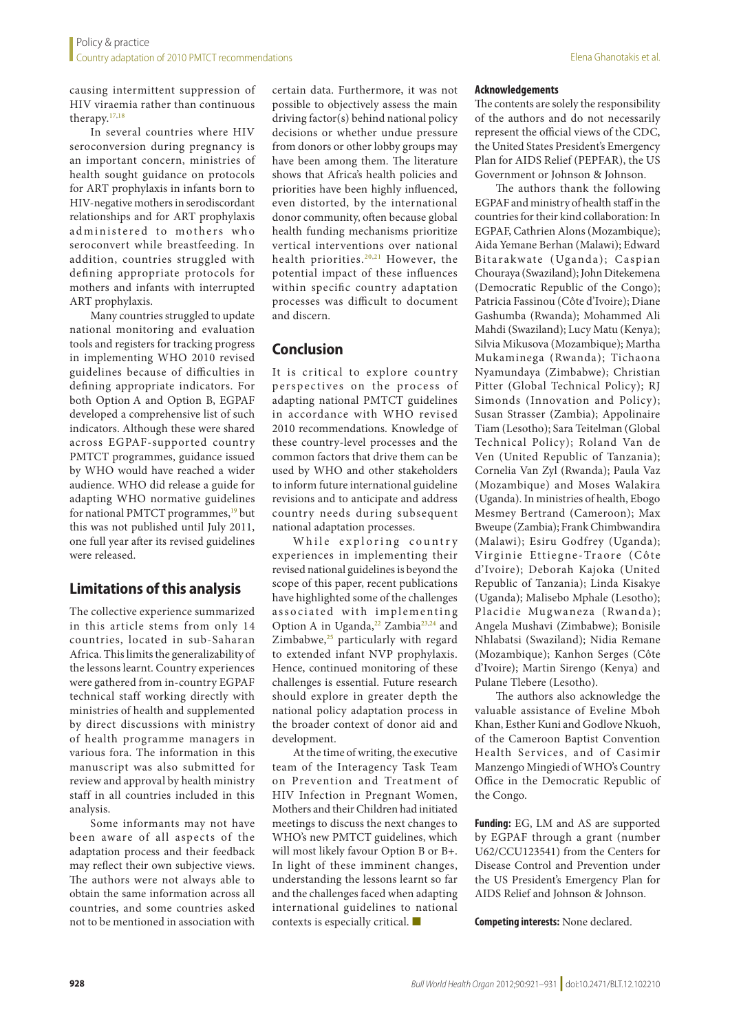causing intermittent suppression of HIV viraemia rather than continuous therapy.[17,18]

In several countries where HIV seroconversion during pregnancy is an important concern, ministries of health sought guidance on protocols for ART prophylaxis in infants born to HIV-negative mothers in serodiscordant relationships and for ART prophylaxis administered to mothers who seroconvert while breastfeeding. In addition, countries struggled with defining appropriate protocols for mothers and infants with interrupted ART prophylaxis.

Many countries struggled to update national monitoring and evaluation tools and registers for tracking progress in implementing WHO 2010 revised guidelines because of difficulties in defining appropriate indicators. For both Option A and Option B, EGPAF developed a comprehensive list of such indicators. Although these were shared across EGPAF-supported country PMTCT programmes, guidance issued by WHO would have reached a wider audience. WHO did release a guide for adapting WHO normative guidelines for national PMTCT programmes,[19] but this was not published until July 2011, one full year after its revised guidelines were released.

## Limitations of this analysis

The collective experience summarized in this article stems from only 14 countries, located in sub-Saharan Africa. This limits the generalizability of the lessons learnt. Country experiences were gathered from in-country EGPAF technical staff working directly with ministries of health and supplemented by direct discussions with ministry of health programme managers in various fora. The information in this manuscript was also submitted for review and approval by health ministry staff in all countries included in this analysis.

Some informants may not have been aware of all aspects of the adaptation process and their feedback may reflect their own subjective views. The authors were not always able to obtain the same information across all countries, and some countries asked not to be mentioned in association with certain data. Furthermore, it was not possible to objectively assess the main driving factor(s) behind national policy decisions or whether undue pressure from donors or other lobby groups may have been among them. The literature shows that Africa's health policies and priorities have been highly influenced, even distorted, by the international donor community, often because global health funding mechanisms prioritize vertical interventions over national health priorities.[20,21] However, the potential impact of these influences within specific country adaptation processes was difficult to document and discern.

## Conclusion

It is critical to explore country perspectives on the process of adapting national PMTCT guidelines in accordance with WHO revised 2010 recommendations. Knowledge of these country-level processes and the common factors that drive them can be used by WHO and other stakeholders to inform future international guideline revisions and to anticipate and address country needs during subsequent national adaptation processes.

While exploring country experiences in implementing their revised national guidelines is beyond the scope of this paper, recent publications have highlighted some of the challenges associated with implementing Option A in Uganda,[22] Zambia[23,24] and Zimbabwe,[25] particularly with regard to extended infant NVP prophylaxis. Hence, continued monitoring of these challenges is essential. Future research should explore in greater depth the national policy adaptation process in the broader context of donor aid and development.

At the time of writing, the executive team of the Interagency Task Team on Prevention and Treatment of HIV Infection in Pregnant Women, Mothers and their Children had initiated meetings to discuss the next changes to WHO's new PMTCT guidelines, which will most likely favour Option B or B+. In light of these imminent changes, understanding the lessons learnt so far and the challenges faced when adapting international guidelines to national contexts is especially critical. ■

#### Acknowledgements

The contents are solely the responsibility of the authors and do not necessarily represent the official views of the CDC, the United States President's Emergency Plan for AIDS Relief (PEPFAR), the US Government or Johnson & Johnson.

The authors thank the following EGPAF and ministry of health staff in the countries for their kind collaboration: In EGPAF, Cathrien Alons (Mozambique); Aida Yemane Berhan (Malawi); Edward Bitarakwate (Uganda); Caspian Chouraya (Swaziland); John Ditekemena (Democratic Republic of the Congo); Patricia Fassinou (Côte d'Ivoire); Diane Gashumba (Rwanda); Mohammed Ali Mahdi (Swaziland); Lucy Matu (Kenya); Silvia Mikusova (Mozambique); Martha Mukaminega (Rwanda); Tichaona Nyamundaya (Zimbabwe); Christian Pitter (Global Technical Policy); RJ Simonds (Innovation and Policy); Susan Strasser (Zambia); Appolinaire Tiam (Lesotho); Sara Teitelman (Global Technical Policy); Roland Van de Ven (United Republic of Tanzania); Cornelia Van Zyl (Rwanda); Paula Vaz (Mozambique) and Moses Walakira (Uganda). In ministries of health, Ebogo Mesmey Bertrand (Cameroon); Max Bweupe (Zambia); Frank Chimbwandira (Malawi); Esiru Godfrey (Uganda); Virginie Ettiegne-Traore (Côte d'Ivoire); Deborah Kajoka (United Republic of Tanzania); Linda Kisakye (Uganda); Malisebo Mphale (Lesotho); Placidie Mugwaneza (Rwanda); Angela Mushavi (Zimbabwe); Bonisile Nhlabatsi (Swaziland); Nidia Remane (Mozambique); Kanhon Serges (Côte d'Ivoire); Martin Sirengo (Kenya) and Pulane Tlebere (Lesotho).

The authors also acknowledge the valuable assistance of Eveline Mboh Khan, Esther Kuni and Godlove Nkuoh, of the Cameroon Baptist Convention Health Services, and of Casimir Manzengo Mingiedi of WHO's Country Office in the Democratic Republic of the Congo.

**Funding:** EG, LM and AS are supported by EGPAF through a grant (number U62/CCU123541) from the Centers for Disease Control and Prevention under the US President's Emergency Plan for AIDS Relief and Johnson & Johnson.

**Competing interests:** None declared.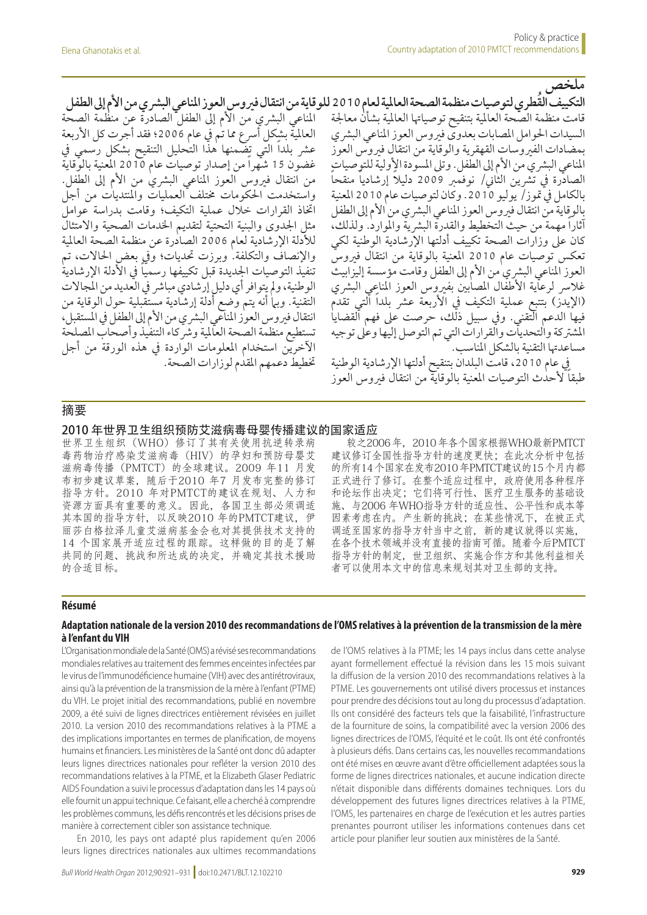## ملخص

### التكييف القُطري لتوصيات منظمة الصحة العالمية لعام 2010 للوقاية من انتقال فيروس العوز المناعي البشري من الأم إلى الطفل

قامت منظمة الصحة العالمية بتنقيح توصياتها العالمية بشأن معالجة السيدات الحوامل المصابات بعدوى فيروس العوز المناعي البشري بمضادات الفيروسات القهقرية والوقاية من انتقال فيروس العوز المناعي البشري من الأم إلى الطفل. وتلى المسودة الأولية للتوصيات الصادرة في تشرين الثاني/ نوفمبر 2009 دليلاً إرشادياً منقحاً بالكامل في تموز/ يوليو 2010. وكان لتوصيات عام 2010 المعنية بالوقاية من انتقال فيروس العوز المناعي البشري من الأم إلى الطفل آثاراً مهمة من حيث التخطيط والقدرة البشرية والموارد. ولذلك، كان على وزارات الصحة تكييف أدلتها الإرشادية الوطنية لكي تعكس توصيات عام 2010 المعنية بالوقاية من انتقال فيروس العوز المناعي البشري من الأم إلى الطفل وقامت مؤسسة إليزابيث غلاسر لرعاية الأطفال المصابين بفيروس العوز المناعي البشري (الإيدز) بتتبع عملية التكيف في الأربعة عشر بلداً التي تقدم فيها الدعم التقني. وفي سبيل ذلك، حرصت على فهم القضايا المشتركة والتحديات والقرارات التي تم التوصل إليها وعلى توجيه مساعدتها التقنية بالشكل المناسب.

في عام 2010، قامت البلدان بتنقيح أدلتها الإرشادية الوطنية طبقاً لأحدث التوصيات المعنية بالوقاية من انتقال فيروس العوز المناعي البشري من الأم إلى الطفل الصادرة عن منظمة الصحة العالمية بشكل أسرع مما تم في عام 2006؛ فقد أجرت كل الأربعة عشر بلداً التي تضمنها هذا التحليل التنقيح بشكل رسمي في غضون 15 شهراً من إصدار توصيات عام 2010 المعنية بالوقاية من انتقال فيروس العوز المناعي البشري من الأم إلى الطفل. واستخدمت الحكومات مختلف العمليات والمنتديات من أجل اتخاذ القرارات خلال عملية التكيف؛ وقامت بدراسة عوامل مثل الجدوى والبنية التحتية لتقديم الخدمات الصحية والامتثال للأدلة الإرشادية لعام 2006 الصادرة عن منظمة الصحة العالمية والإنصاف والتكلفة. وبرزت تحديات؛ وفي بعض الحالات، تم تنفيذ التوصيات الجديدة قبل تكييفها رسمياً في الأدلة الإرشادية الوطنية، ولم يتوافر أي دليل إرشادي مباشر في العديد من المجالات التقنية. وبما أنه يتم وضع أدلة إرشادية مستقبلية حول الوقاية من انتقال فيروس العوز المناعي البشري من الأم إلى الطفل في المستقبل، تستطيع منظمة الصحة العالمية وشركاء التنفيذ وأصحاب المصلحة الآخرين استخدام المعلومات الواردة في هذه الورقة من أجل تخطيط دعمهم المقدم لوزارات الصحة.

## 摘要

### 2010 年世界卫生组织预防艾滋病毒母婴传播建议的国家适应

世界卫生组织（WHO）修订了其有关使用抗逆转录病毒药物治疗感染艾滋病毒（HIV）的孕妇和预防母婴艾滋病毒传播（PMTCT）的全球建议。2009 年11 月发布初步建议草案，随后于2010 年7 月发布完整的修订指导方针。2010 年对PMTCT的建议在规划、人力和资源方面具有重要的意义。因此，各国卫生部必须调适其本国的指导方针，以反映2010 年的PMTCT建议，伊丽莎白格拉泽儿童艾滋病基金会也对其提供技术支持的14 个国家展开适应过程的跟踪。这样做的目的是了解共同的问题、挑战和所达成的决定，并确定其技术援助的合适目标。

较之2006 年，2010 年各个国家根据WHO最新PMTCT建议修订全国性指导方针的速度更快；在此次分析中包括的所有14个国家在发布2010 年PMTCT建议的15 个月内都正式进行了修订。在整个适应过程中，政府使用各种程序和论坛作出决定；它们将可行性、医疗卫生服务的基础设施、与2006 年WHO指导方针的适应性、公平性和成本等因素考虑在内。产生新的挑战；在某些情况下，在被正式调适至国家的指导方针当中之前，新的建议就得以实施，在各个技术领域并没有直接的指南可循。随着今后PMTCT指导方针的制定，世卫组织、实施合作方和其他利益相关者可以使用本文中的信息来规划其对卫生部的支持。

## Résumé

### Adaptation nationale de la version 2010 des recommandations de l'OMS relatives à la prévention de la transmission de la mère à l'enfant du VIH

L'Organisation mondiale de la Santé (OMS) a révisé ses recommandations mondiales relatives au traitement des femmes enceintes infectées par le virus de l'immunodéficience humaine (VIH) avec des antirétroviraux, ainsi qu'à la prévention de la transmission de la mère à l'enfant (PTME) du VIH. Le projet initial des recommandations, publié en novembre 2009, a été suivi de lignes directrices entièrement révisées en juillet 2010. La version 2010 des recommandations relatives à la PTME a des implications importantes en termes de planification, de moyens humains et financiers. Les ministères de la Santé ont donc dû adapter leurs lignes directrices nationales pour refléter la version 2010 des recommandations relatives à la PTME, et la Elizabeth Glaser Pediatric AIDS Foundation a suivi le processus d'adaptation dans les 14 pays où elle fournit un appui technique. Ce faisant, elle a cherché à comprendre les problèmes communs, les défis rencontrés et les décisions prises de manière à correctement cibler son assistance technique.

En 2010, les pays ont adapté plus rapidement qu'en 2006 leurs lignes directrices nationales aux ultimes recommandations de l'OMS relatives à la PTME; les 14 pays inclus dans cette analyse ayant formellement effectué la révision dans les 15 mois suivant la diffusion de la version 2010 des recommandations relatives à la PTME. Les gouvernements ont utilisé divers processus et instances pour prendre des décisions tout au long du processus d'adaptation. Ils ont considéré des facteurs tels que la faisabilité, l'infrastructure de la fourniture de soins, la compatibilité avec la version 2006 des lignes directrices de l'OMS, l'équité et le coût. Ils ont été confrontés à plusieurs défis. Dans certains cas, les nouvelles recommandations ont été mises en œuvre avant d'être officiellement adaptées sous la forme de lignes directrices nationales, et aucune indication directe n'était disponible dans différents domaines techniques. Lors du développement des futures lignes directrices relatives à la PTME, l'OMS, les partenaires en charge de l'exécution et les autres parties prenantes pourront utiliser les informations contenues dans cet article pour planifier leur soutien aux ministères de la Santé.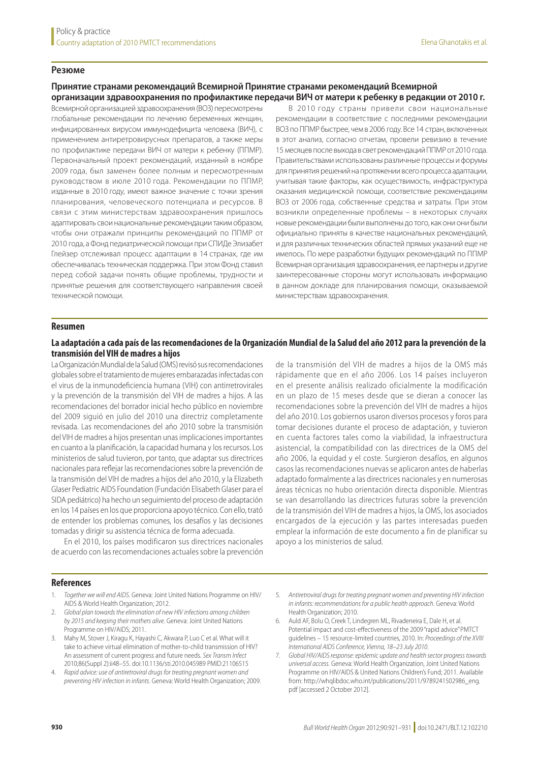## Резюме

### Принятие странами рекомендаций Всемирной Принятие странами рекомендаций Всемирной организации здравоохранения по профилактике передачи ВИЧ от матери к ребенку в редакции от 2010 г.

Всемирной организацией здравоохранения (ВОЗ) пересмотрены глобальные рекомендации по лечению беременных женщин, инфицированных вирусом иммунодефицита человека (ВИЧ), с применением антиретровирусных препаратов, а также меры по профилактике передачи ВИЧ от матери к ребенку (ППМР). Первоначальный проект рекомендаций, изданный в ноябре 2009 года, был заменен более полным и пересмотренным руководством в июле 2010 года. Рекомендации по ППМР, изданные в 2010 году, имеют важное значение с точки зрения планирования, человеческого потенциала и ресурсов. В связи с этим министерствам здравоохранения пришлось адаптировать свои национальные рекомендации таким образом, чтобы они отражали принципы рекомендаций по ППМР от 2010 года, а Фонд педиатрической помощи при СПИДе Элизабет Глейзер отслеживал процесс адаптации в 14 странах, где им обеспечивалась техническая поддержка. При этом Фонд ставил перед собой задачи понять общие проблемы, трудности и принятые решения для соответствующего направления своей технической помощи.

В 2010 году страны привели свои национальные рекомендации в соответствие с последними рекомендации ВОЗ по ППМР быстрее, чем в 2006 году. Все 14 стран, включенных в этот анализ, согласно отчетам, провели ревизию в течение 15 месяцев после выхода в свет рекомендаций ППМР от 2010 года. Правительствами использованы различные процессы и форумы для принятия решений на протяжении всего процесса адаптации, учитывая такие факторы, как осуществимость, инфраструктура оказания медицинской помощи, соответствие рекомендациям ВОЗ от 2006 года, собственные средства и затраты. При этом возникли определенные проблемы – в некоторых случаях новые рекомендации были выполнены до того, как они они были официально приняты в качестве национальных рекомендаций, и для различных технических областей прямых указаний еще не имелось. По мере разработки будущих рекомендаций по ППМР Всемирная организация здравоохранения, ее партнеры и другие заинтересованные стороны могут использовать информацию в данном докладе для планирования помощи, оказываемой министерствам здравоохранения.

## Resumen

### La adaptación a cada país de las recomendaciones de la Organización Mundial de la Salud del año 2012 para la prevención de la transmisión del VIH de madres a hijos

La Organización Mundial de la Salud (OMS) revisó sus recomendaciones globales sobre el tratamiento de mujeres embarazadas infectadas con el virus de la inmunodeficiencia humana (VIH) con antirretrovirales y la prevención de la transmisión del VIH de madres a hijos. A las recomendaciones del borrador inicial hecho público en noviembre del 2009 siguió en julio del 2010 una directriz completamente revisada. Las recomendaciones del año 2010 sobre la transmisión del VIH de madres a hijos presentan unas implicaciones importantes en cuanto a la planificación, la capacidad humana y los recursos. Los ministerios de salud tuvieron, por tanto, que adaptar sus directrices nacionales para reflejar las recomendaciones sobre la prevención de la transmisión del VIH de madres a hijos del año 2010, y la Elizabeth Glaser Pediatric AIDS Foundation (Fundación Elisabeth Glaser para el SIDA pediátrico) ha hecho un seguimiento del proceso de adaptación en los 14 países en los que proporciona apoyo técnico. Con ello, trató de entender los problemas comunes, los desafíos y las decisiones tomadas y dirigir su asistencia técnica de forma adecuada.

En el 2010, los países modificaron sus directrices nacionales de acuerdo con las recomendaciones actuales sobre la prevención de la transmisión del VIH de madres a hijos de la OMS más rápidamente que en el año 2006. Los 14 países incluyeron en el presente análisis realizado oficialmente la modificación en un plazo de 15 meses desde que se dieran a conocer las recomendaciones sobre la prevención del VIH de madres a hijos del año 2010. Los gobiernos usaron diversos procesos y foros para tomar decisiones durante el proceso de adaptación, y tuvieron en cuenta factores tales como la viabilidad, la infraestructura asistencial, la compatibilidad con las directrices de la OMS del año 2006, la equidad y el coste. Surgieron desafíos, en algunos casos las recomendaciones nuevas se aplicaron antes de haberlas adaptado formalmente a las directrices nacionales y en numerosas áreas técnicas no hubo orientación directa disponible. Mientras se van desarrollando las directrices futuras sobre la prevención de la transmisión del VIH de madres a hijos, la OMS, los asociados encargados de la ejecución y las partes interesadas pueden emplear la información de este documento a fin de planificar su apoyo a los ministerios de salud.

## References

1. *Together we will end AIDS*. Geneva: Joint United Nations Programme on HIV/AIDS & World Health Organization; 2012.
2. *Global plan towards the elimination of new HIV infections among children by 2015 and keeping their mothers alive*. Geneva: Joint United Nations Programme on HIV/AIDS; 2011.
3. Mahy M, Stover J, Kiragu K, Hayashi C, Akwara P, Luo C et al. What will it take to achieve virtual elimination of mother-to-child transmission of HIV? An assessment of current progress and future needs. *Sex Transm Infect* 2010;86(Suppl 2):ii48–55. doi:10.1136/sti.2010.045989 PMID:21106515
4. *Rapid advice: use of antiretroviral drugs for treating pregnant women and preventing HIV infection in infants*. Geneva: World Health Organization; 2009.
5. *Antiretroviral drugs for treating pregnant women and preventing HIV infection in infants: recommendations for a public health approach*. Geneva: World Health Organization; 2010.
6. Auld AF, Bolu O, Creek T, Lindegren ML, Rivadeneira E, Dale H, et al. Potential impact and cost-effectiveness of the 2009 "rapid advice" PMTCT guidelines – 15 resource-limited countries, 2010. In: *Proceedings of the XVIII International AIDS Conference, Vienna, 18–23 July 2010*.
7. *Global HIV/AIDS response: epidemic update and health sector progress towards universal access*. Geneva: World Health Organization, Joint United Nations Programme on HIV/AIDS & United Nations Children's Fund; 2011. Available from: http://whqlibdoc.who.int/publications/2011/9789241502986_eng.pdf [accessed 2 October 2012].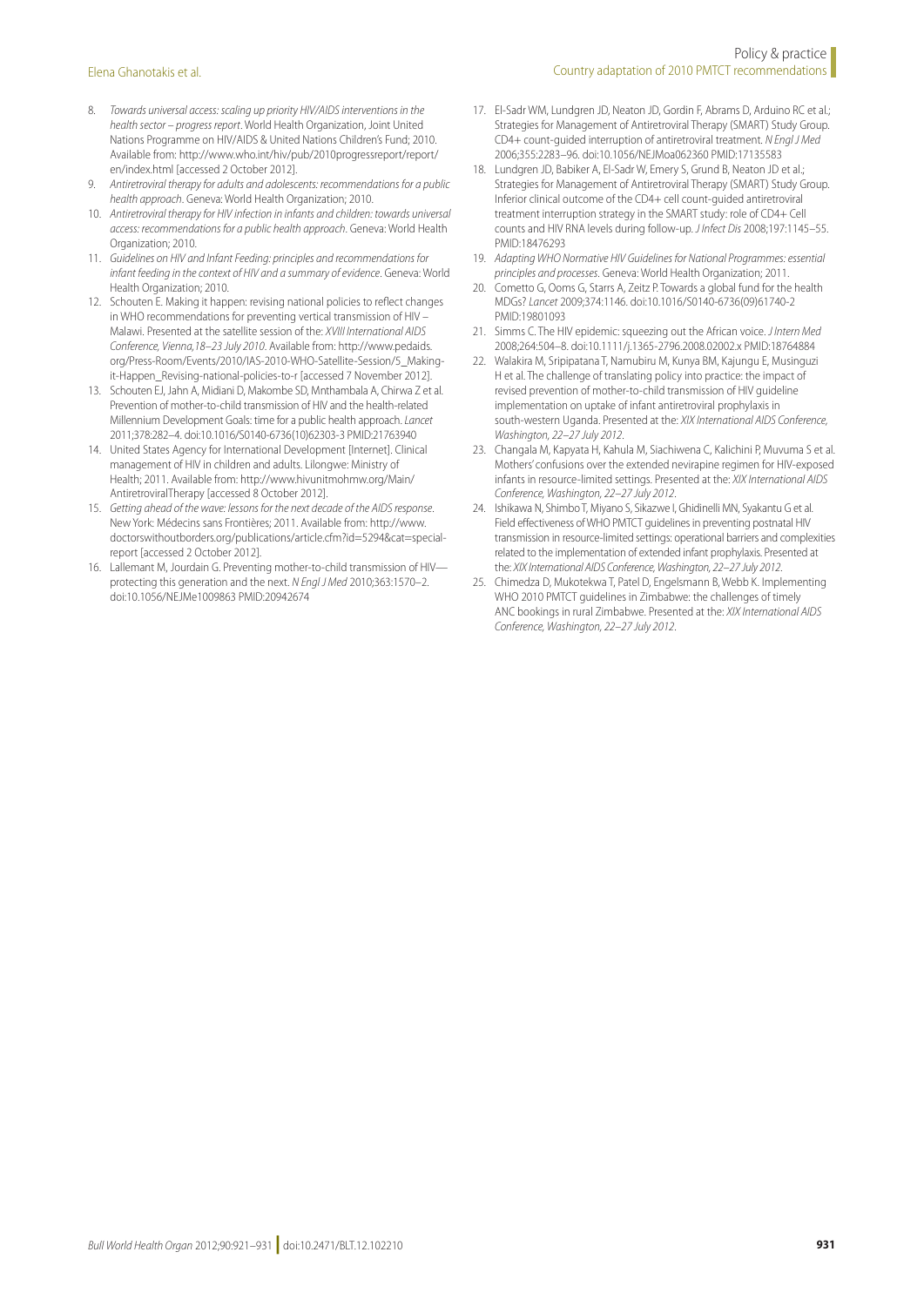8. *Towards universal access: scaling up priority HIV/AIDS interventions in the health sector – progress report*. World Health Organization, Joint United Nations Programme on HIV/AIDS & United Nations Children's Fund; 2010. Available from: http://www.who.int/hiv/pub/2010progressreport/report/en/index.html [accessed 2 October 2012].
9. *Antiretroviral therapy for adults and adolescents: recommendations for a public health approach*. Geneva: World Health Organization; 2010.
10. *Antiretroviral therapy for HIV infection in infants and children: towards universal access: recommendations for a public health approach*. Geneva: World Health Organization; 2010.
11. *Guidelines on HIV and Infant Feeding: principles and recommendations for infant feeding in the context of HIV and a summary of evidence*. Geneva: World Health Organization; 2010.
12. Schouten E. Making it happen: revising national policies to reflect changes in WHO recommendations for preventing vertical transmission of HIV – Malawi. Presented at the satellite session of the: *XVIII International AIDS Conference, Vienna,18–23 July 2010*. Available from: http://www.pedaids.org/Press-Room/Events/2010/IAS-2010-WHO-Satellite-Session/5_Making-it-Happen_Revising-national-policies-to-r [accessed 7 November 2012].
13. Schouten EJ, Jahn A, Midiani D, Makombe SD, Mnthambala A, Chirwa Z et al. Prevention of mother-to-child transmission of HIV and the health-related Millennium Development Goals: time for a public health approach. *Lancet* 2011;378:282–4. doi:10.1016/S0140-6736(10)62303-3 PMID:21763940
14. United States Agency for International Development [Internet]. Clinical management of HIV in children and adults. Lilongwe: Ministry of Health; 2011. Available from: http://www.hivunitmohmw.org/Main/AntiretroviralTherapy [accessed 8 October 2012].
15. *Getting ahead of the wave: lessons for the next decade of the AIDS response*. New York: Médecins sans Frontières; 2011. Available from: http://www.doctorswithoutborders.org/publications/article.cfm?id=5294&cat=special-report [accessed 2 October 2012].
16. Lallemant M, Jourdain G. Preventing mother-to-child transmission of HIV—protecting this generation and the next. *N Engl J Med* 2010;363:1570–2. doi:10.1056/NEJMe1009863 PMID:20942674
17. El-Sadr WM, Lundgren JD, Neaton JD, Gordin F, Abrams D, Arduino RC et al.; Strategies for Management of Antiretroviral Therapy (SMART) Study Group. CD4+ count-guided interruption of antiretroviral treatment. *N Engl J Med* 2006;355:2283–96. doi:10.1056/NEJMoa062360 PMID:17135583
18. Lundgren JD, Babiker A, El-Sadr W, Emery S, Grund B, Neaton JD et al.; Strategies for Management of Antiretroviral Therapy (SMART) Study Group. Inferior clinical outcome of the CD4+ cell count-guided antiretroviral treatment interruption strategy in the SMART study: role of CD4+ Cell counts and HIV RNA levels during follow-up. *J Infect Dis* 2008;197:1145–55. PMID:18476293
19. *Adapting WHO Normative HIV Guidelines for National Programmes: essential principles and processes*. Geneva: World Health Organization; 2011.
20. Cometto G, Ooms G, Starrs A, Zeitz P. Towards a global fund for the health MDGs? *Lancet* 2009;374:1146. doi:10.1016/S0140-6736(09)61740-2 PMID:19801093
21. Simms C. The HIV epidemic: squeezing out the African voice. *J Intern Med* 2008;264:504–8. doi:10.1111/j.1365-2796.2008.02002.x PMID:18764884
22. Walakira M, Sripipatana T, Namubiru M, Kunya BM, Kajungu E, Musinguzi H et al. The challenge of translating policy into practice: the impact of revised prevention of mother-to-child transmission of HIV guideline implementation on uptake of infant antiretroviral prophylaxis in south-western Uganda. Presented at the: *XIX International AIDS Conference, Washington, 22–27 July 2012*.
23. Changala M, Kapyata H, Kahula M, Siachiwena C, Kalichini P, Muvuma S et al. Mothers' confusions over the extended nevirapine regimen for HIV-exposed infants in resource-limited settings. Presented at the: *XIX International AIDS Conference, Washington, 22–27 July 2012*.
24. Ishikawa N, Shimbo T, Miyano S, Sikazwe I, Ghidinelli MN, Syakantu G et al. Field effectiveness of WHO PMTCT guidelines in preventing postnatal HIV transmission in resource-limited settings: operational barriers and complexities related to the implementation of extended infant prophylaxis. Presented at the: *XIX International AIDS Conference, Washington, 22–27 July 2012*.
25. Chimedza D, Mukotekwa T, Patel D, Engelsmann B, Webb K. Implementing WHO 2010 PMTCT guidelines in Zimbabwe: the challenges of timely ANC bookings in rural Zimbabwe. Presented at the: *XIX International AIDS Conference, Washington, 22–27 July 2012*.